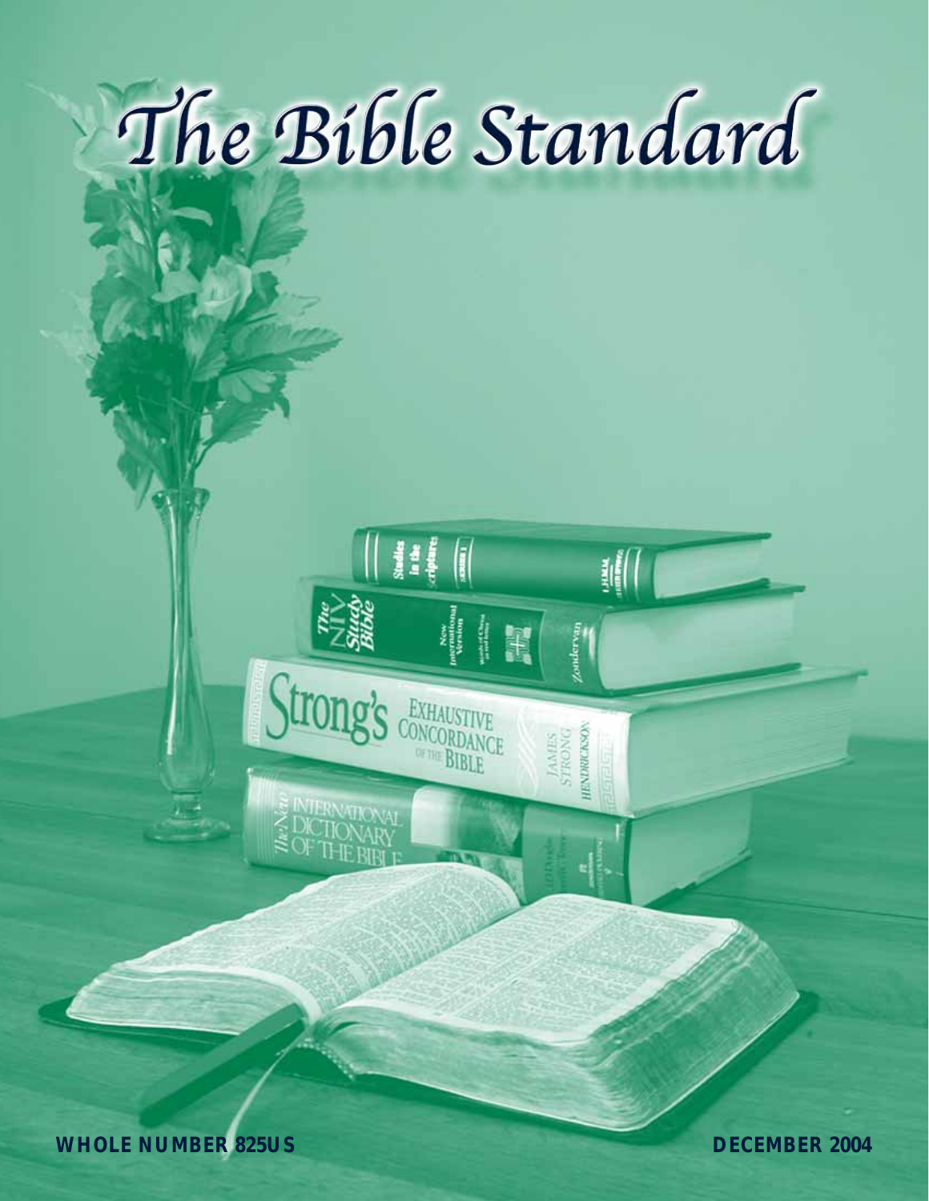# The Bible Standard

**WHOLE NUMBER 825US** **DECEMBER 2004**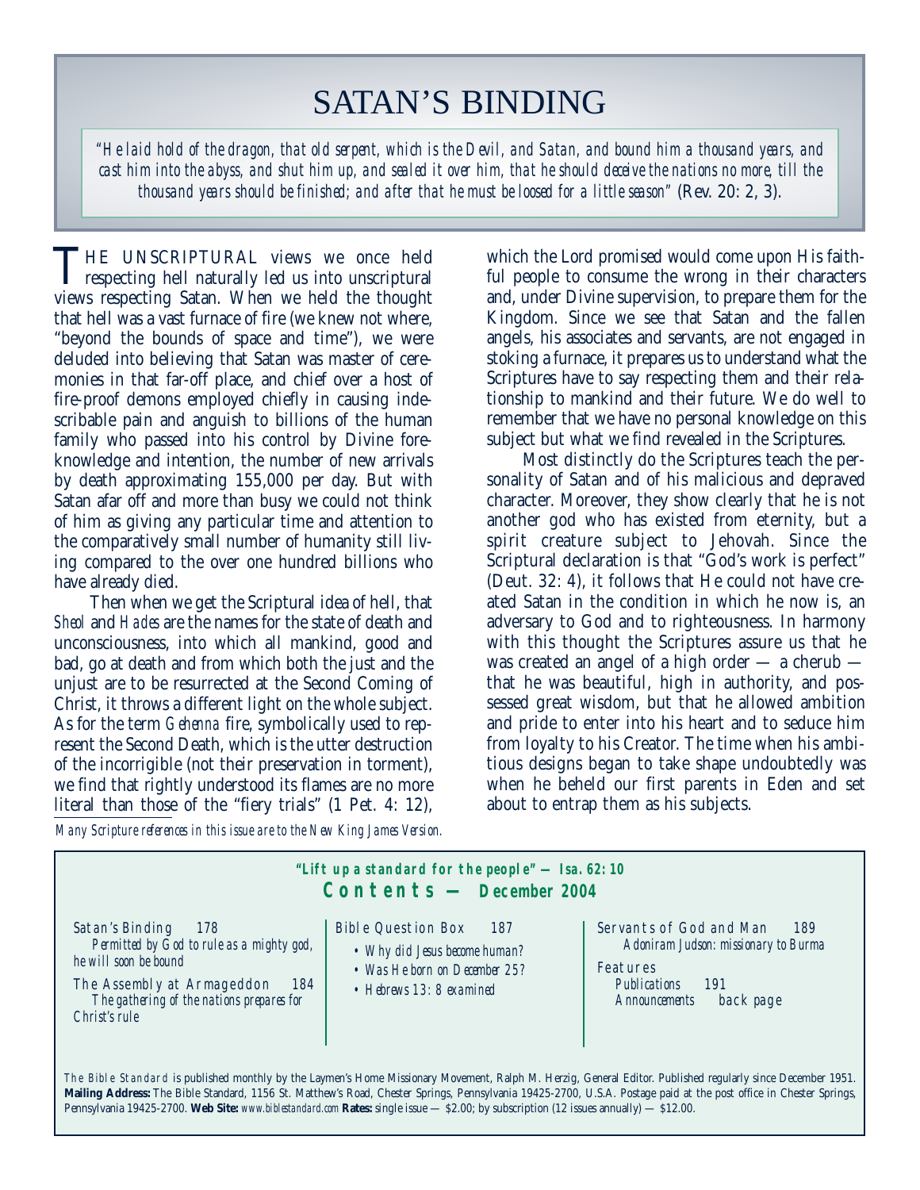# SATAN'S BINDING

*"He laid hold of the dragon, that old serpent, which is the Devil, and Satan, and bound him a thousand years, and cast him into the abyss, and shut him up, and sealed it over him, that he should deceive the nations no more, till the thousand years should be finished; and after that he must be loosed for a little season"* (Rev. 20: 2, 3).

THE UNSCRIPTURAL views we once held respecting hell naturally led us into unscriptural views respecting Satan. When we held the thought that hell was a vast furnace of fire (we knew not where, "beyond the bounds of space and time"), we were deluded into believing that Satan was master of ceremonies in that far-off place, and chief over a host of fire-proof demons employed chiefly in causing indescribable pain and anguish to billions of the human family who passed into his control by Divine foreknowledge and intention, the number of new arrivals by death approximating 155,000 per day. But with Satan afar off and more than busy we could not think of him as giving any particular time and attention to the comparatively small number of humanity still living compared to the over one hundred billions who have already died.

Then when we get the Scriptural idea of hell, that *Sheol* and *Hades* are the names for the state of death and unconsciousness, into which all mankind, good and bad, go at death and from which both the just and the unjust are to be resurrected at the Second Coming of Christ, it throws a different light on the whole subject. As for the term *Gehenna* fire, symbolically used to represent the Second Death, which is the utter destruction of the incorrigible (not their preservation in torment), we find that rightly understood its flames are no more literal than those of the "fiery trials" (1 Pet. 4: 12), which the Lord promised would come upon His faithful people to consume the wrong in their characters and, under Divine supervision, to prepare them for the Kingdom. Since we see that Satan and the fallen angels, his associates and servants, are not engaged in stoking a furnace, it prepares us to understand what the Scriptures have to say respecting them and their relationship to mankind and their future. We do well to remember that we have no personal knowledge on this subject but what we find revealed in the Scriptures.

Most distinctly do the Scriptures teach the personality of Satan and of his malicious and depraved character. Moreover, they show clearly that he is not another god who has existed from eternity, but a spirit creature subject to Jehovah. Since the Scriptural declaration is that "God's work is perfect" (Deut. 32: 4), it follows that He could not have created Satan in the condition in which he now is, an adversary to God and to righteousness. In harmony with this thought the Scriptures assure us that he was created an angel of a high order — a cherub — that he was beautiful, high in authority, and possessed great wisdom, but that he allowed ambition and pride to enter into his heart and to seduce him from loyalty to his Creator. The time when his ambitious designs began to take shape undoubtedly was when he beheld our first parents in Eden and set about to entrap them as his subjects.

*Many Scripture references in this issue are to the New King James Version.*

---

**"Lift up a standard for the people" — Isa. 62: 10**

**Contents — December 2004**

Satan's Binding 178
*Permitted by God to rule as a mighty god, he will soon be bound*

The Assembly at Armageddon 184
*The gathering of the nations prepares for Christ's rule*

Bible Question Box 187
- *Why did Jesus become human?*
- *Was He born on December 25?*
- *Hebrews 13: 8 examined*

Servants of God and Man 189
*Adoniram Judson: missionary to Burma*

Features
*Publications* 191
*Announcements* back page

*The Bible Standard* is published monthly by the Laymen's Home Missionary Movement, Ralph M. Herzig, General Editor. Published regularly since December 1951. **Mailing Address:** The Bible Standard, 1156 St. Matthew's Road, Chester Springs, Pennsylvania 19425-2700, U.S.A. Postage paid at the post office in Chester Springs, Pennsylvania 19425-2700. **Web Site:** *www.biblestandard.com* **Rates:** single issue — $2.00; by subscription (12 issues annually) — $12.00.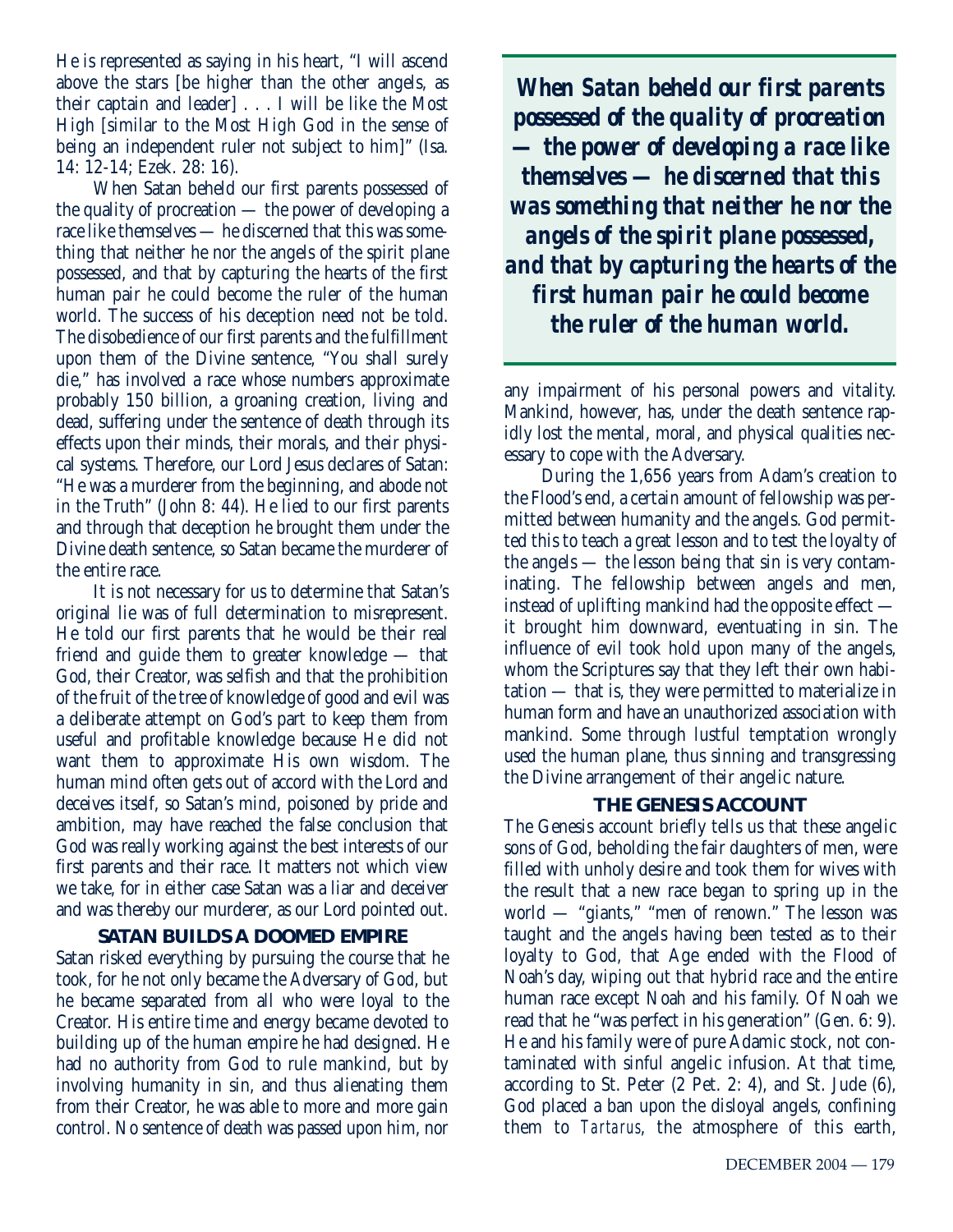He is represented as saying in his heart, "I will ascend above the stars [be higher than the other angels, as their captain and leader] . . . I will be like the Most High [similar to the Most High God in the sense of being an independent ruler not subject to him]" (Isa. 14: 12-14; Ezek. 28: 16).

When Satan beheld our first parents possessed of the quality of procreation — the power of developing a race like themselves — he discerned that this was something that neither he nor the angels of the spirit plane possessed, and that by capturing the hearts of the first human pair he could become the ruler of the human world. The success of his deception need not be told. The disobedience of our first parents and the fulfillment upon them of the Divine sentence, "You shall surely die," has involved a race whose numbers approximate probably 150 billion, a groaning creation, living and dead, suffering under the sentence of death through its effects upon their minds, their morals, and their physical systems. Therefore, our Lord Jesus declares of Satan: "He was a murderer from the beginning, and abode not in the Truth" (John 8: 44). He lied to our first parents and through that deception he brought them under the Divine death sentence, so Satan became the murderer of the entire race.

It is not necessary for us to determine that Satan's original lie was of full determination to misrepresent. He told our first parents that he would be their real friend and guide them to greater knowledge — that God, their Creator, was selfish and that the prohibition of the fruit of the tree of knowledge of good and evil was a deliberate attempt on God's part to keep them from useful and profitable knowledge because He did not want them to approximate His own wisdom. The human mind often gets out of accord with the Lord and deceives itself, so Satan's mind, poisoned by pride and ambition, may have reached the false conclusion that God was really working against the best interests of our first parents and their race. It matters not which view we take, for in either case Satan was a liar and deceiver and was thereby our murderer, as our Lord pointed out.

### SATAN BUILDS A DOOMED EMPIRE

Satan risked everything by pursuing the course that he took, for he not only became the Adversary of God, but he became separated from all who were loyal to the Creator. His entire time and energy became devoted to building up of the human empire he had designed. He had no authority from God to rule mankind, but by involving humanity in sin, and thus alienating them from their Creator, he was able to more and more gain control. No sentence of death was passed upon him, nor any impairment of his personal powers and vitality. Mankind, however, has, under the death sentence rapidly lost the mental, moral, and physical qualities necessary to cope with the Adversary.

> ***When Satan beheld our first parents possessed of the quality of procreation — the power of developing a race like themselves — he discerned that this was something that neither he nor the angels of the spirit plane possessed, and that by capturing the hearts of the first human pair he could become the ruler of the human world.***

During the 1,656 years from Adam's creation to the Flood's end, a certain amount of fellowship was permitted between humanity and the angels. God permitted this to teach a great lesson and to test the loyalty of the angels — the lesson being that sin is very contaminating. The fellowship between angels and men, instead of uplifting mankind had the opposite effect — it brought him downward, eventuating in sin. The influence of evil took hold upon many of the angels, whom the Scriptures say that they left their own habitation — that is, they were permitted to materialize in human form and have an unauthorized association with mankind. Some through lustful temptation wrongly used the human plane, thus sinning and transgressing the Divine arrangement of their angelic nature.

### THE GENESIS ACCOUNT

The Genesis account briefly tells us that these angelic sons of God, beholding the fair daughters of men, were filled with unholy desire and took them for wives with the result that a new race began to spring up in the world — "giants," "men of renown." The lesson was taught and the angels having been tested as to their loyalty to God, that Age ended with the Flood of Noah's day, wiping out that hybrid race and the entire human race except Noah and his family. Of Noah we read that he "was perfect in his generation" (Gen. 6: 9). He and his family were of pure Adamic stock, not contaminated with sinful angelic infusion. At that time, according to St. Peter (2 Pet. 2: 4), and St. Jude (6), God placed a ban upon the disloyal angels, confining them to *Tartarus*, the atmosphere of this earth,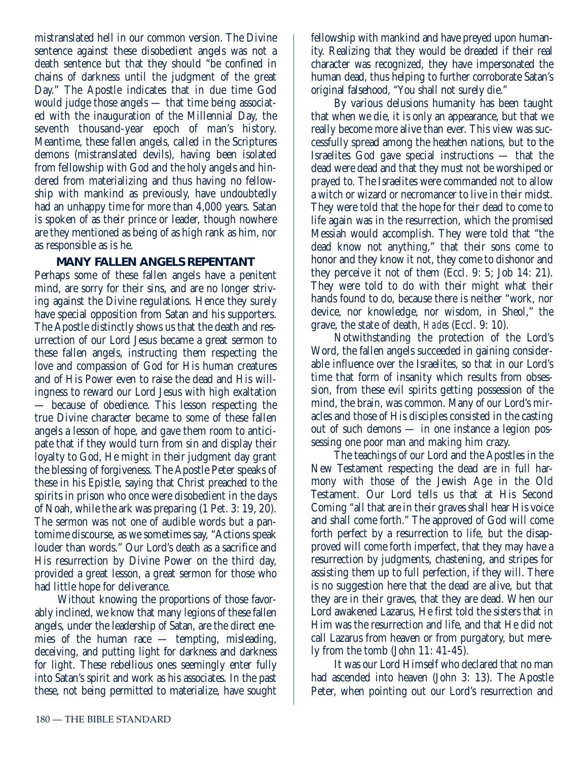mistranslated hell in our common version. The Divine sentence against these disobedient angels was not a death sentence but that they should "be confined in chains of darkness until the judgment of the great Day." The Apostle indicates that in due time God would judge those angels — that time being associated with the inauguration of the Millennial Day, the seventh thousand-year epoch of man's history. Meantime, these fallen angels, called in the Scriptures demons (mistranslated devils), having been isolated from fellowship with God and the holy angels and hindered from materializing and thus having no fellowship with mankind as previously, have undoubtedly had an unhappy time for more than 4,000 years. Satan is spoken of as their prince or leader, though nowhere are they mentioned as being of as high rank as him, nor as responsible as is he.

## MANY FALLEN ANGELS REPENTANT

Perhaps some of these fallen angels have a penitent mind, are sorry for their sins, and are no longer striving against the Divine regulations. Hence they surely have special opposition from Satan and his supporters. The Apostle distinctly shows us that the death and resurrection of our Lord Jesus became a great sermon to these fallen angels, instructing them respecting the love and compassion of God for His human creatures and of His Power even to raise the dead and His willingness to reward our Lord Jesus with high exaltation — because of obedience. This lesson respecting the true Divine character became to some of these fallen angels a lesson of hope, and gave them room to anticipate that if they would turn from sin and display their loyalty to God, He might in their judgment day grant the blessing of forgiveness. The Apostle Peter speaks of these in his Epistle, saying that Christ preached to the spirits in prison who once were disobedient in the days of Noah, while the ark was preparing (1 Pet. 3: 19, 20). The sermon was not one of audible words but a pantomime discourse, as we sometimes say, "Actions speak louder than words." Our Lord's death as a sacrifice and His resurrection by Divine Power on the third day, provided a great lesson, a great sermon for those who had little hope for deliverance.

Without knowing the proportions of those favorably inclined, we know that many legions of these fallen angels, under the leadership of Satan, are the direct enemies of the human race — tempting, misleading, deceiving, and putting light for darkness and darkness for light. These rebellious ones seemingly enter fully into Satan's spirit and work as his associates. In the past these, not being permitted to materialize, have sought fellowship with mankind and have preyed upon humanity. Realizing that they would be dreaded if their real character was recognized, they have impersonated the human dead, thus helping to further corroborate Satan's original falsehood, "You shall not surely die."

By various delusions humanity has been taught that when we die, it is only an appearance, but that we really become more alive than ever. This view was successfully spread among the heathen nations, but to the Israelites God gave special instructions — that the dead were dead and that they must not be worshiped or prayed to. The Israelites were commanded not to allow a witch or wizard or necromancer to live in their midst. They were told that the hope for their dead to come to life again was in the resurrection, which the promised Messiah would accomplish. They were told that "the dead know not anything," that their sons come to honor and they know it not, they come to dishonor and they perceive it not of them (Eccl. 9: 5; Job 14: 21). They were told to do with their might what their hands found to do, because there is neither "work, nor device, nor knowledge, nor wisdom, in Sheol," the grave, the state of death, *Hades* (Eccl. 9: 10).

Notwithstanding the protection of the Lord's Word, the fallen angels succeeded in gaining considerable influence over the Israelites, so that in our Lord's time that form of insanity which results from obsession, from these evil spirits getting possession of the mind, the brain, was common. Many of our Lord's miracles and those of His disciples consisted in the casting out of such demons — in one instance a legion possessing one poor man and making him crazy.

The teachings of our Lord and the Apostles in the New Testament respecting the dead are in full harmony with those of the Jewish Age in the Old Testament. Our Lord tells us that at His Second Coming "all that are in their graves shall hear His voice and shall come forth." The approved of God will come forth perfect by a resurrection to life, but the disapproved will come forth imperfect, that they may have a resurrection by judgments, chastening, and stripes for assisting them up to full perfection, if they will. There is no suggestion here that the dead are alive, but that they are in their graves, that they are dead. When our Lord awakened Lazarus, He first told the sisters that in Him was the resurrection and life, and that He did not call Lazarus from heaven or from purgatory, but merely from the tomb (John 11: 41-45).

It was our Lord Himself who declared that no man had ascended into heaven (John 3: 13). The Apostle Peter, when pointing out our Lord's resurrection and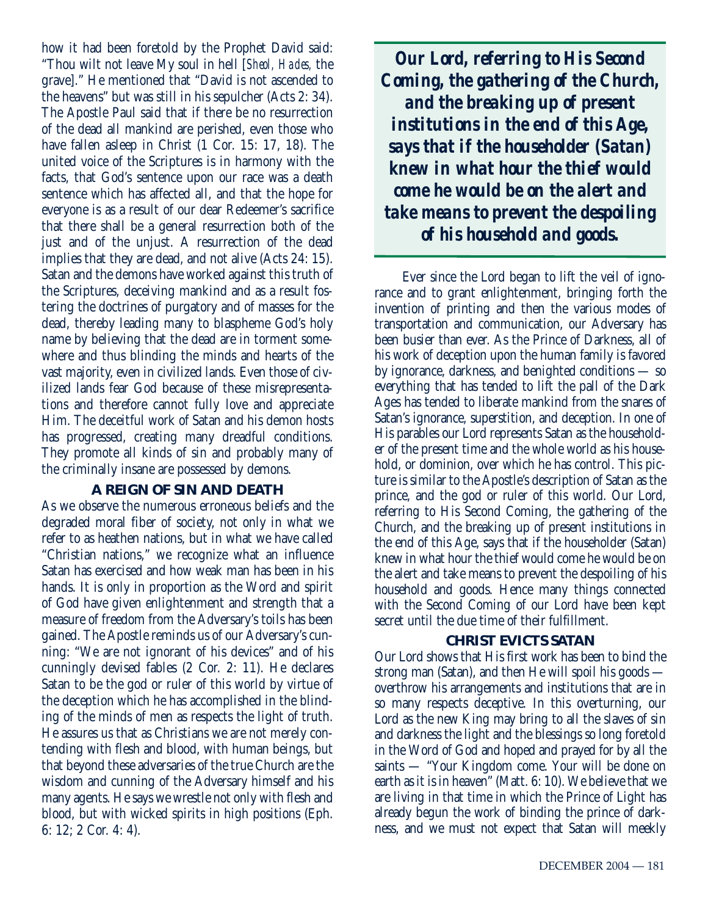how it had been foretold by the Prophet David said: "Thou wilt not leave My soul in hell [*Sheol, Hades,* the grave]." He mentioned that "David is not ascended to the heavens" but was still in his sepulcher (Acts 2: 34). The Apostle Paul said that if there be no resurrection of the dead all mankind are perished, even those who have fallen asleep in Christ (1 Cor. 15: 17, 18). The united voice of the Scriptures is in harmony with the facts, that God's sentence upon our race was a death sentence which has affected all, and that the hope for everyone is as a result of our dear Redeemer's sacrifice that there shall be a general resurrection both of the just and of the unjust. A resurrection of the dead implies that they are dead, and not alive (Acts 24: 15). Satan and the demons have worked against this truth of the Scriptures, deceiving mankind and as a result fostering the doctrines of purgatory and of masses for the dead, thereby leading many to blaspheme God's holy name by believing that the dead are in torment somewhere and thus blinding the minds and hearts of the vast majority, even in civilized lands. Even those of civilized lands fear God because of these misrepresentations and therefore cannot fully love and appreciate Him. The deceitful work of Satan and his demon hosts has progressed, creating many dreadful conditions. They promote all kinds of sin and probably many of the criminally insane are possessed by demons.

### A REIGN OF SIN AND DEATH

As we observe the numerous erroneous beliefs and the degraded moral fiber of society, not only in what we refer to as heathen nations, but in what we have called "Christian nations," we recognize what an influence Satan has exercised and how weak man has been in his hands. It is only in proportion as the Word and spirit of God have given enlightenment and strength that a measure of freedom from the Adversary's toils has been gained. The Apostle reminds us of our Adversary's cunning: "We are not ignorant of his devices" and of his cunningly devised fables (2 Cor. 2: 11). He declares Satan to be the god or ruler of this world by virtue of the deception which he has accomplished in the blinding of the minds of men as respects the light of truth. He assures us that as Christians we are not merely contending with flesh and blood, with human beings, but that beyond these adversaries of the true Church are the wisdom and cunning of the Adversary himself and his many agents. He says we wrestle not only with flesh and blood, but with wicked spirits in high positions (Eph. 6: 12; 2 Cor. 4: 4).

> ***Our Lord, referring to His Second Coming, the gathering of the Church, and the breaking up of present institutions in the end of this Age, says that if the householder (Satan) knew in what hour the thief would come he would be on the alert and take means to prevent the despoiling of his household and goods.***

Ever since the Lord began to lift the veil of ignorance and to grant enlightenment, bringing forth the invention of printing and then the various modes of transportation and communication, our Adversary has been busier than ever. As the Prince of Darkness, all of his work of deception upon the human family is favored by ignorance, darkness, and benighted conditions — so everything that has tended to lift the pall of the Dark Ages has tended to liberate mankind from the snares of Satan's ignorance, superstition, and deception. In one of His parables our Lord represents Satan as the householder of the present time and the whole world as his household, or dominion, over which he has control. This picture is similar to the Apostle's description of Satan as the prince, and the god or ruler of this world. Our Lord, referring to His Second Coming, the gathering of the Church, and the breaking up of present institutions in the end of this Age, says that if the householder (Satan) knew in what hour the thief would come he would be on the alert and take means to prevent the despoiling of his household and goods. Hence many things connected with the Second Coming of our Lord have been kept secret until the due time of their fulfillment.

### CHRIST EVICTS SATAN

Our Lord shows that His first work has been to bind the strong man (Satan), and then He will spoil his goods — overthrow his arrangements and institutions that are in so many respects deceptive. In this overturning, our Lord as the new King may bring to all the slaves of sin and darkness the light and the blessings so long foretold in the Word of God and hoped and prayed for by all the saints — "Your Kingdom come. Your will be done on earth as it is in heaven" (Matt. 6: 10). We believe that we are living in that time in which the Prince of Light has already begun the work of binding the prince of darkness, and we must not expect that Satan will meekly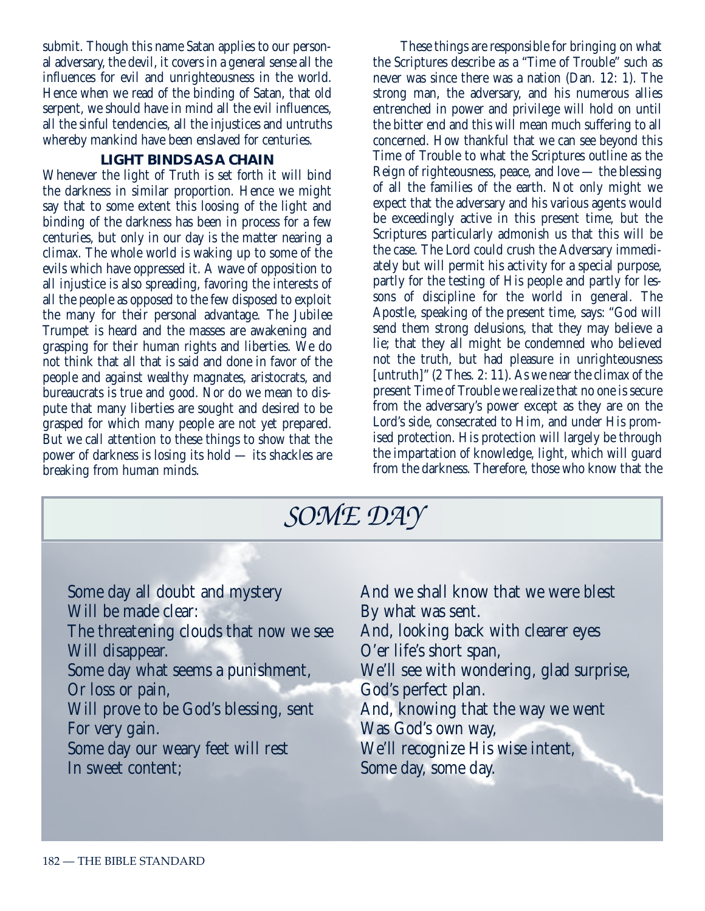submit. Though this name Satan applies to our personal adversary, the devil, it covers in a general sense all the influences for evil and unrighteousness in the world. Hence when we read of the binding of Satan, that old serpent, we should have in mind all the evil influences, all the sinful tendencies, all the injustices and untruths whereby mankind have been enslaved for centuries.

### LIGHT BINDS AS A CHAIN

Whenever the light of Truth is set forth it will bind the darkness in similar proportion. Hence we might say that to some extent this loosing of the light and binding of the darkness has been in process for a few centuries, but only in our day is the matter nearing a climax. The whole world is waking up to some of the evils which have oppressed it. A wave of opposition to all injustice is also spreading, favoring the interests of all the people as opposed to the few disposed to exploit the many for their personal advantage. The Jubilee Trumpet is heard and the masses are awakening and grasping for their human rights and liberties. We do not think that all that is said and done in favor of the people and against wealthy magnates, aristocrats, and bureaucrats is true and good. Nor do we mean to dispute that many liberties are sought and desired to be grasped for which many people are not yet prepared. But we call attention to these things to show that the power of darkness is losing its hold — its shackles are breaking from human minds.

These things are responsible for bringing on what the Scriptures describe as a "Time of Trouble" such as never was since there was a nation (Dan. 12: 1). The strong man, the adversary, and his numerous allies entrenched in power and privilege will hold on until the bitter end and this will mean much suffering to all concerned. How thankful that we can see beyond this Time of Trouble to what the Scriptures outline as the Reign of righteousness, peace, and love — the blessing of all the families of the earth. Not only might we expect that the adversary and his various agents would be exceedingly active in this present time, but the Scriptures particularly admonish us that this will be the case. The Lord could crush the Adversary immediately but will permit his activity for a special purpose, partly for the testing of His people and partly for lessons of discipline for the world in general. The Apostle, speaking of the present time, says: "God will send them strong delusions, that they may believe a lie; that they all might be condemned who believed not the truth, but had pleasure in unrighteousness [untruth]" (2 Thes. 2: 11). As we near the climax of the present Time of Trouble we realize that no one is secure from the adversary's power except as they are on the Lord's side, consecrated to Him, and under His promised protection. His protection will largely be through the impartation of knowledge, light, which will guard from the darkness. Therefore, those who know that the

## *SOME DAY*

Some day all doubt and mystery
Will be made clear:
The threatening clouds that now we see
Will disappear.
Some day what seems a punishment,
Or loss or pain,
Will prove to be God's blessing, sent
For very gain.
Some day our weary feet will rest
In sweet content;
And we shall know that we were blest
By what was sent.
And, looking back with clearer eyes
O'er life's short span,
We'll see with wondering, glad surprise,
God's perfect plan.
And, knowing that the way we went
Was God's own way,
We'll recognize His wise intent,
Some day, some day.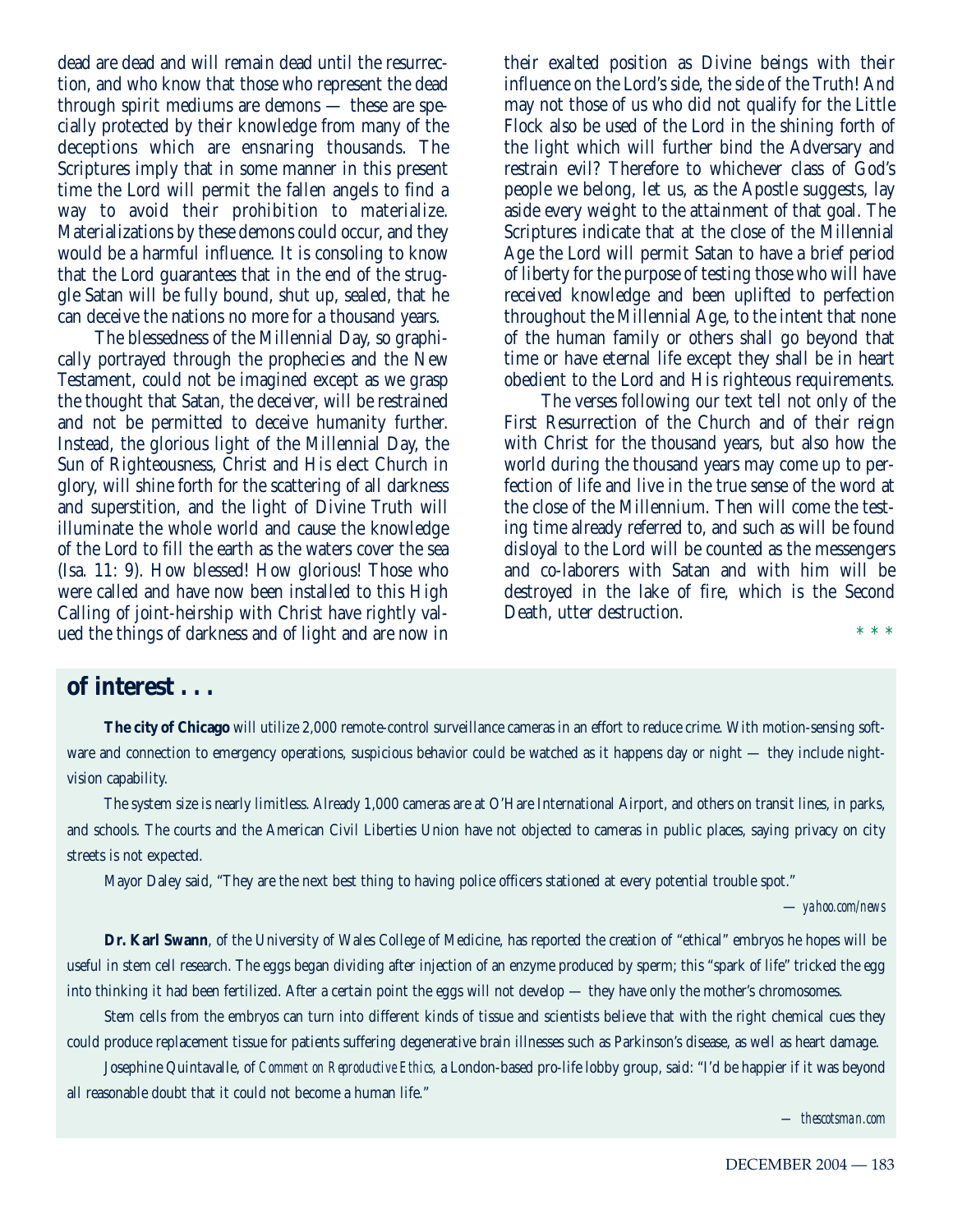dead are dead and will remain dead until the resurrection, and who know that those who represent the dead through spirit mediums are demons — these are specially protected by their knowledge from many of the deceptions which are ensnaring thousands. The Scriptures imply that in some manner in this present time the Lord will permit the fallen angels to find a way to avoid their prohibition to materialize. Materializations by these demons could occur, and they would be a harmful influence. It is consoling to know that the Lord guarantees that in the end of the struggle Satan will be fully bound, shut up, sealed, that he can deceive the nations no more for a thousand years.

The blessedness of the Millennial Day, so graphically portrayed through the prophecies and the New Testament, could not be imagined except as we grasp the thought that Satan, the deceiver, will be restrained and not be permitted to deceive humanity further. Instead, the glorious light of the Millennial Day, the Sun of Righteousness, Christ and His elect Church in glory, will shine forth for the scattering of all darkness and superstition, and the light of Divine Truth will illuminate the whole world and cause the knowledge of the Lord to fill the earth as the waters cover the sea (Isa. 11: 9). How blessed! How glorious! Those who were called and have now been installed to this High Calling of joint-heirship with Christ have rightly valued the things of darkness and of light and are now in their exalted position as Divine beings with their influence on the Lord's side, the side of the Truth! And may not those of us who did not qualify for the Little Flock also be used of the Lord in the shining forth of the light which will further bind the Adversary and restrain evil? Therefore to whichever class of God's people we belong, let us, as the Apostle suggests, lay aside every weight to the attainment of that goal. The Scriptures indicate that at the close of the Millennial Age the Lord will permit Satan to have a brief period of liberty for the purpose of testing those who will have received knowledge and been uplifted to perfection throughout the Millennial Age, to the intent that none of the human family or others shall go beyond that time or have eternal life except they shall be in heart obedient to the Lord and His righteous requirements.

The verses following our text tell not only of the First Resurrection of the Church and of their reign with Christ for the thousand years, but also how the world during the thousand years may come up to perfection of life and live in the true sense of the word at the close of the Millennium. Then will come the testing time already referred to, and such as will be found disloyal to the Lord will be counted as the messengers and co-laborers with Satan and with him will be destroyed in the lake of fire, which is the Second Death, utter destruction.

\* \* \*

## of interest . . .

**The city of Chicago** will utilize 2,000 remote-control surveillance cameras in an effort to reduce crime. With motion-sensing software and connection to emergency operations, suspicious behavior could be watched as it happens day or night — they include night-vision capability.

The system size is nearly limitless. Already 1,000 cameras are at O'Hare International Airport, and others on transit lines, in parks, and schools. The courts and the American Civil Liberties Union have not objected to cameras in public places, saying privacy on city streets is not expected.

Mayor Daley said, "They are the next best thing to having police officers stationed at every potential trouble spot."

— *yahoo.com/news*

**Dr. Karl Swann**, of the University of Wales College of Medicine, has reported the creation of "ethical" embryos he hopes will be useful in stem cell research. The eggs began dividing after injection of an enzyme produced by sperm; this "spark of life" tricked the egg into thinking it had been fertilized. After a certain point the eggs will not develop — they have only the mother's chromosomes.

Stem cells from the embryos can turn into different kinds of tissue and scientists believe that with the right chemical cues they could produce replacement tissue for patients suffering degenerative brain illnesses such as Parkinson's disease, as well as heart damage.

Josephine Quintavalle, of *Comment on Reproductive Ethics,* a London-based pro-life lobby group, said: "I'd be happier if it was beyond all reasonable doubt that it could not become a human life."

— *thescotsman.com*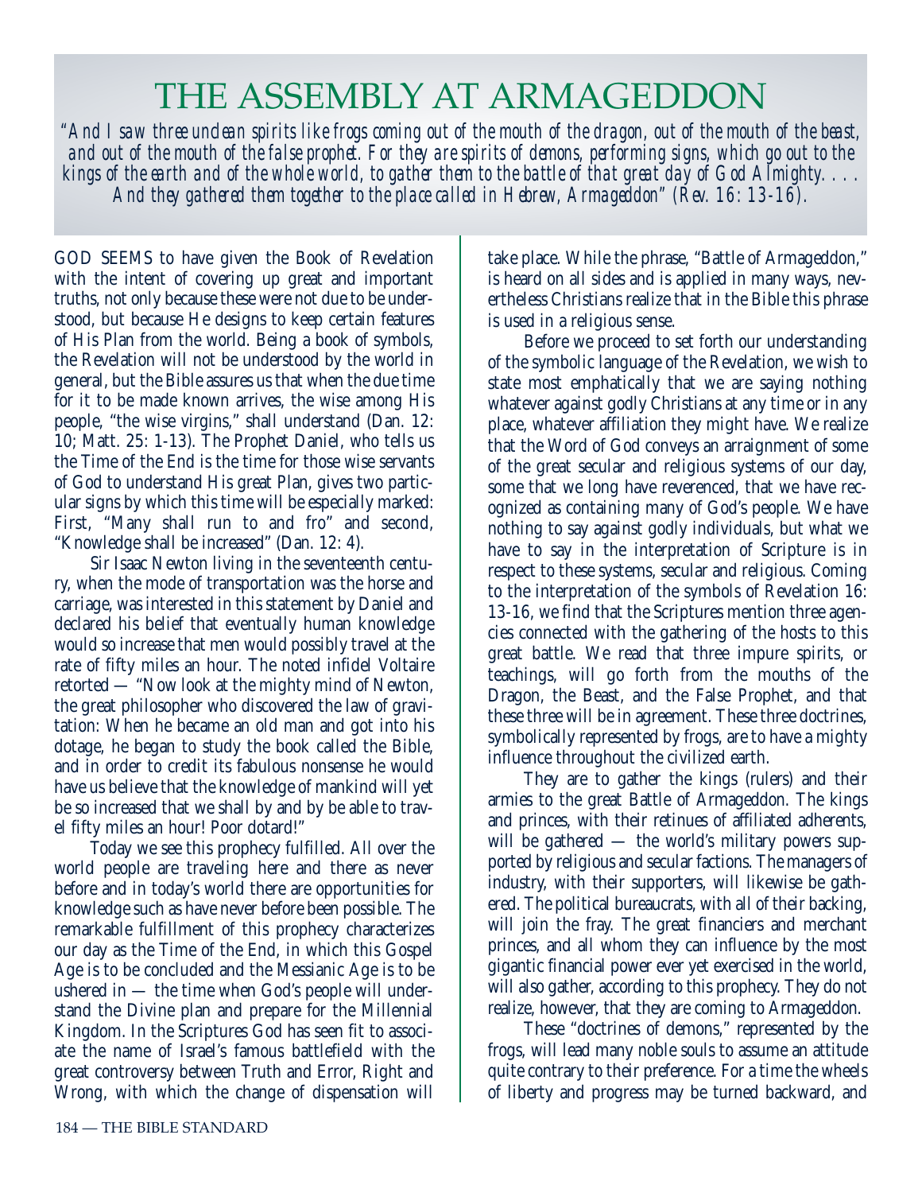# THE ASSEMBLY AT ARMAGEDDON

*"And I saw three unclean spirits like frogs coming out of the mouth of the dragon, out of the mouth of the beast, and out of the mouth of the false prophet. For they are spirits of demons, performing signs, which go out to the kings of the earth and of the whole world, to gather them to the battle of that great day of God Almighty. . . . And they gathered them together to the place called in Hebrew, Armageddon" (Rev. 16: 13-16).*

GOD SEEMS to have given the Book of Revelation with the intent of covering up great and important truths, not only because these were not due to be understood, but because He designs to keep certain features of His Plan from the world. Being a book of symbols, the Revelation will not be understood by the world in general, but the Bible assures us that when the due time for it to be made known arrives, the wise among His people, "the wise virgins," shall understand (Dan. 12: 10; Matt. 25: 1-13). The Prophet Daniel, who tells us the Time of the End is the time for those wise servants of God to understand His great Plan, gives two particular signs by which this time will be especially marked: First, "Many shall run to and fro" and second, "Knowledge shall be increased" (Dan. 12: 4).

Sir Isaac Newton living in the seventeenth century, when the mode of transportation was the horse and carriage, was interested in this statement by Daniel and declared his belief that eventually human knowledge would so increase that men would possibly travel at the rate of fifty miles an hour. The noted infidel Voltaire retorted — "Now look at the mighty mind of Newton, the great philosopher who discovered the law of gravitation: When he became an old man and got into his dotage, he began to study the book called the Bible, and in order to credit its fabulous nonsense he would have us believe that the knowledge of mankind will yet be so increased that we shall by and by be able to travel fifty miles an hour! Poor dotard!"

Today we see this prophecy fulfilled. All over the world people are traveling here and there as never before and in today's world there are opportunities for knowledge such as have never before been possible. The remarkable fulfillment of this prophecy characterizes our day as the Time of the End, in which this Gospel Age is to be concluded and the Messianic Age is to be ushered in — the time when God's people will understand the Divine plan and prepare for the Millennial Kingdom. In the Scriptures God has seen fit to associate the name of Israel's famous battlefield with the great controversy between Truth and Error, Right and Wrong, with which the change of dispensation will take place. While the phrase, "Battle of Armageddon," is heard on all sides and is applied in many ways, nevertheless Christians realize that in the Bible this phrase is used in a religious sense.

Before we proceed to set forth our understanding of the symbolic language of the Revelation, we wish to state most emphatically that we are saying nothing whatever against godly Christians at any time or in any place, whatever affiliation they might have. We realize that the Word of God conveys an arraignment of some of the great secular and religious systems of our day, some that we long have reverenced, that we have recognized as containing many of God's people. We have nothing to say against godly individuals, but what we have to say in the interpretation of Scripture is in respect to these systems, secular and religious. Coming to the interpretation of the symbols of Revelation 16: 13-16, we find that the Scriptures mention three agencies connected with the gathering of the hosts to this great battle. We read that three impure spirits, or teachings, will go forth from the mouths of the Dragon, the Beast, and the False Prophet, and that these three will be in agreement. These three doctrines, symbolically represented by frogs, are to have a mighty influence throughout the civilized earth.

They are to gather the kings (rulers) and their armies to the great Battle of Armageddon. The kings and princes, with their retinues of affiliated adherents, will be gathered — the world's military powers supported by religious and secular factions. The managers of industry, with their supporters, will likewise be gathered. The political bureaucrats, with all of their backing, will join the fray. The great financiers and merchant princes, and all whom they can influence by the most gigantic financial power ever yet exercised in the world, will also gather, according to this prophecy. They do not realize, however, that they are coming to Armageddon.

These "doctrines of demons," represented by the frogs, will lead many noble souls to assume an attitude quite contrary to their preference. For a time the wheels of liberty and progress may be turned backward, and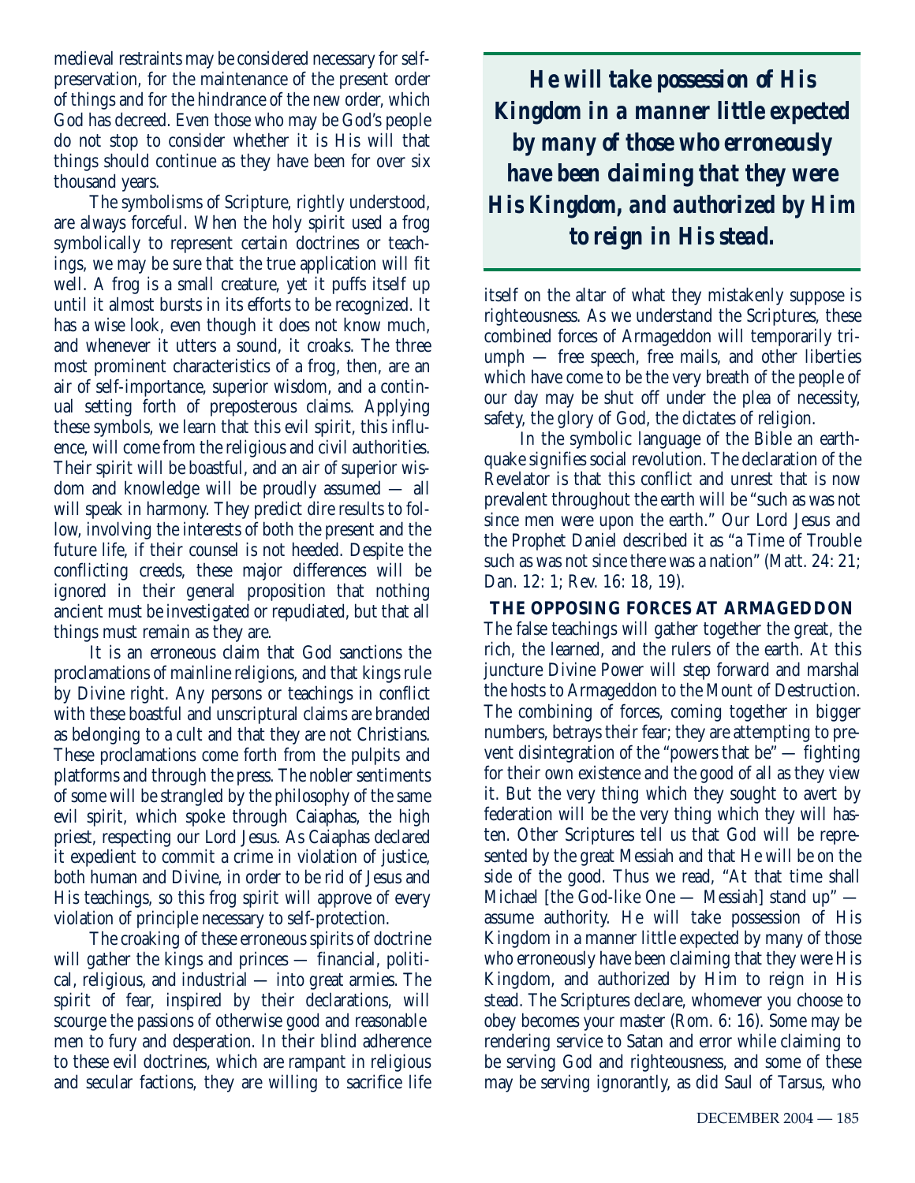medieval restraints may be considered necessary for self-preservation, for the maintenance of the present order of things and for the hindrance of the new order, which God has decreed. Even those who may be God's people do not stop to consider whether it is His will that things should continue as they have been for over six thousand years.

The symbolisms of Scripture, rightly understood, are always forceful. When the holy spirit used a frog symbolically to represent certain doctrines or teachings, we may be sure that the true application will fit well. A frog is a small creature, yet it puffs itself up until it almost bursts in its efforts to be recognized. It has a wise look, even though it does not know much, and whenever it utters a sound, it croaks. The three most prominent characteristics of a frog, then, are an air of self-importance, superior wisdom, and a continual setting forth of preposterous claims. Applying these symbols, we learn that this evil spirit, this influence, will come from the religious and civil authorities. Their spirit will be boastful, and an air of superior wisdom and knowledge will be proudly assumed — all will speak in harmony. They predict dire results to follow, involving the interests of both the present and the future life, if their counsel is not heeded. Despite the conflicting creeds, these major differences will be ignored in their general proposition that nothing ancient must be investigated or repudiated, but that all things must remain as they are.

It is an erroneous claim that God sanctions the proclamations of mainline religions, and that kings rule by Divine right. Any persons or teachings in conflict with these boastful and unscriptural claims are branded as belonging to a cult and that they are not Christians. These proclamations come forth from the pulpits and platforms and through the press. The nobler sentiments of some will be strangled by the philosophy of the same evil spirit, which spoke through Caiaphas, the high priest, respecting our Lord Jesus. As Caiaphas declared it expedient to commit a crime in violation of justice, both human and Divine, in order to be rid of Jesus and His teachings, so this frog spirit will approve of every violation of principle necessary to self-protection.

The croaking of these erroneous spirits of doctrine will gather the kings and princes — financial, political, religious, and industrial — into great armies. The spirit of fear, inspired by their declarations, will scourge the passions of otherwise good and reasonable men to fury and desperation. In their blind adherence to these evil doctrines, which are rampant in religious and secular factions, they are willing to sacrifice life itself on the altar of what they mistakenly suppose is righteousness. As we understand the Scriptures, these combined forces of Armageddon will temporarily triumph — free speech, free mails, and other liberties which have come to be the very breath of the people of our day may be shut off under the plea of necessity, safety, the glory of God, the dictates of religion.

> ***He will take possession of His Kingdom in a manner little expected by many of those who erroneously have been claiming that they were His Kingdom, and authorized by Him to reign in His stead.***

In the symbolic language of the Bible an earthquake signifies social revolution. The declaration of the Revelator is that this conflict and unrest that is now prevalent throughout the earth will be "such as was not since men were upon the earth." Our Lord Jesus and the Prophet Daniel described it as "a Time of Trouble such as was not since there was a nation" (Matt. 24: 21; Dan. 12: 1; Rev. 16: 18, 19).

### THE OPPOSING FORCES AT ARMAGEDDON

The false teachings will gather together the great, the rich, the learned, and the rulers of the earth. At this juncture Divine Power will step forward and marshal the hosts to Armageddon to the Mount of Destruction. The combining of forces, coming together in bigger numbers, betrays their fear; they are attempting to prevent disintegration of the "powers that be" — fighting for their own existence and the good of all as they view it. But the very thing which they sought to avert by federation will be the very thing which they will hasten. Other Scriptures tell us that God will be represented by the great Messiah and that He will be on the side of the good. Thus we read, "At that time shall Michael [the God-like One — Messiah] stand up" — assume authority. He will take possession of His Kingdom in a manner little expected by many of those who erroneously have been claiming that they were His Kingdom, and authorized by Him to reign in His stead. The Scriptures declare, whomever you choose to obey becomes your master (Rom. 6: 16). Some may be rendering service to Satan and error while claiming to be serving God and righteousness, and some of these may be serving ignorantly, as did Saul of Tarsus, who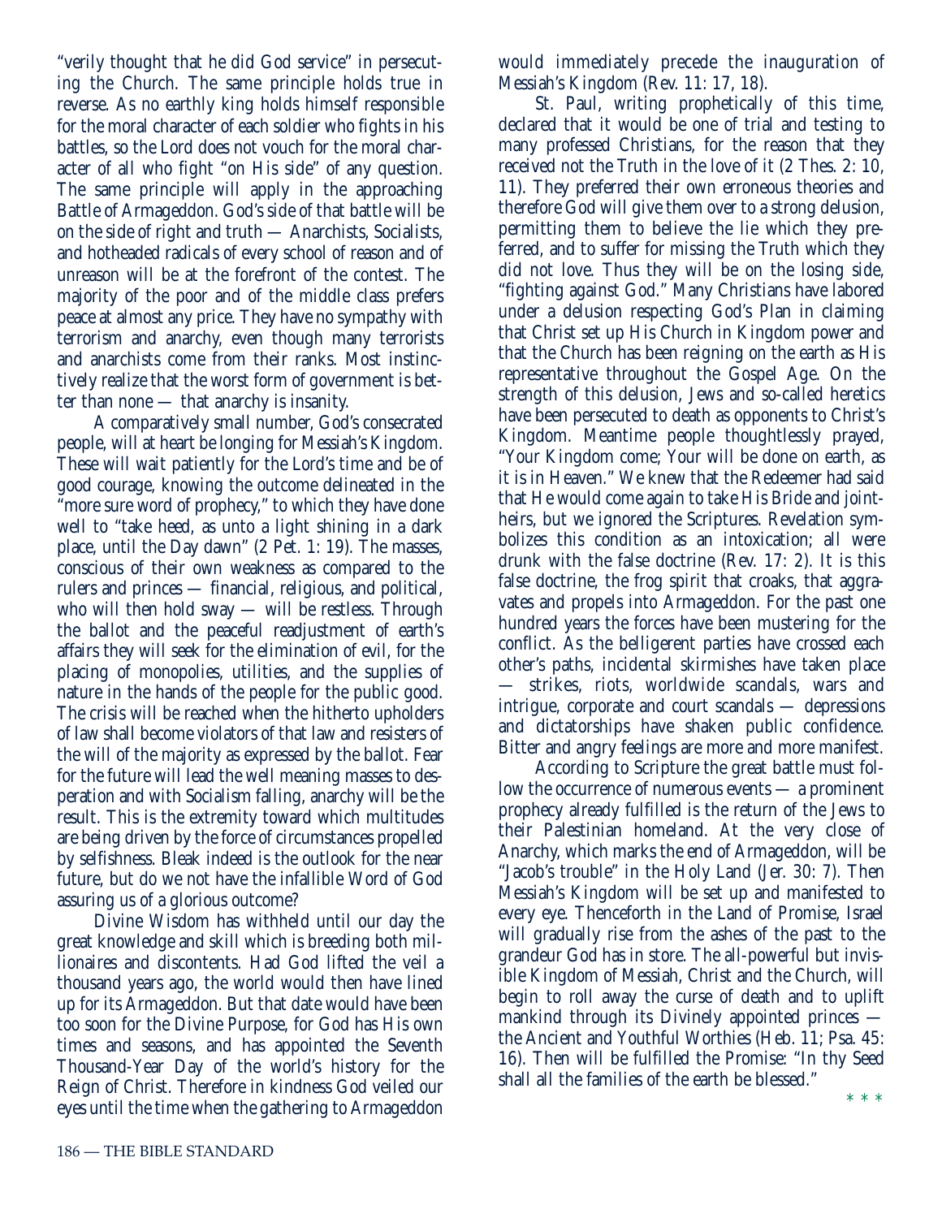"verily thought that he did God service" in persecuting the Church. The same principle holds true in reverse. As no earthly king holds himself responsible for the moral character of each soldier who fights in his battles, so the Lord does not vouch for the moral character of all who fight "on His side" of any question. The same principle will apply in the approaching Battle of Armageddon. God's side of that battle will be on the side of right and truth — Anarchists, Socialists, and hotheaded radicals of every school of reason and of unreason will be at the forefront of the contest. The majority of the poor and of the middle class prefers peace at almost any price. They have no sympathy with terrorism and anarchy, even though many terrorists and anarchists come from their ranks. Most instinctively realize that the worst form of government is better than none — that anarchy is insanity.

A comparatively small number, God's consecrated people, will at heart be longing for Messiah's Kingdom. These will wait patiently for the Lord's time and be of good courage, knowing the outcome delineated in the "more sure word of prophecy," to which they have done well to "take heed, as unto a light shining in a dark place, until the Day dawn" (2 Pet. 1: 19). The masses, conscious of their own weakness as compared to the rulers and princes — financial, religious, and political, who will then hold sway — will be restless. Through the ballot and the peaceful readjustment of earth's affairs they will seek for the elimination of evil, for the placing of monopolies, utilities, and the supplies of nature in the hands of the people for the public good. The crisis will be reached when the hitherto upholders of law shall become violators of that law and resisters of the will of the majority as expressed by the ballot. Fear for the future will lead the well meaning masses to desperation and with Socialism falling, anarchy will be the result. This is the extremity toward which multitudes are being driven by the force of circumstances propelled by selfishness. Bleak indeed is the outlook for the near future, but do we not have the infallible Word of God assuring us of a glorious outcome?

Divine Wisdom has withheld until our day the great knowledge and skill which is breeding both millionaires and discontents. Had God lifted the veil a thousand years ago, the world would then have lined up for its Armageddon. But that date would have been too soon for the Divine Purpose, for God has His own times and seasons, and has appointed the Seventh Thousand-Year Day of the world's history for the Reign of Christ. Therefore in kindness God veiled our eyes until the time when the gathering to Armageddon would immediately precede the inauguration of Messiah's Kingdom (Rev. 11: 17, 18).

St. Paul, writing prophetically of this time, declared that it would be one of trial and testing to many professed Christians, for the reason that they received not the Truth in the love of it (2 Thes. 2: 10, 11). They preferred their own erroneous theories and therefore God will give them over to a strong delusion, permitting them to believe the lie which they preferred, and to suffer for missing the Truth which they did not love. Thus they will be on the losing side, "fighting against God." Many Christians have labored under a delusion respecting God's Plan in claiming that Christ set up His Church in Kingdom power and that the Church has been reigning on the earth as His representative throughout the Gospel Age. On the strength of this delusion, Jews and so-called heretics have been persecuted to death as opponents to Christ's Kingdom. Meantime people thoughtlessly prayed, "Your Kingdom come; Your will be done on earth, as it is in Heaven." We knew that the Redeemer had said that He would come again to take His Bride and joint-heirs, but we ignored the Scriptures. Revelation symbolizes this condition as an intoxication; all were drunk with the false doctrine (Rev. 17: 2). It is this false doctrine, the frog spirit that croaks, that aggravates and propels into Armageddon. For the past one hundred years the forces have been mustering for the conflict. As the belligerent parties have crossed each other's paths, incidental skirmishes have taken place — strikes, riots, worldwide scandals, wars and intrigue, corporate and court scandals — depressions and dictatorships have shaken public confidence. Bitter and angry feelings are more and more manifest.

According to Scripture the great battle must follow the occurrence of numerous events — a prominent prophecy already fulfilled is the return of the Jews to their Palestinian homeland. At the very close of Anarchy, which marks the end of Armageddon, will be "Jacob's trouble" in the Holy Land (Jer. 30: 7). Then Messiah's Kingdom will be set up and manifested to every eye. Thenceforth in the Land of Promise, Israel will gradually rise from the ashes of the past to the grandeur God has in store. The all-powerful but invisible Kingdom of Messiah, Christ and the Church, will begin to roll away the curse of death and to uplift mankind through its Divinely appointed princes — the Ancient and Youthful Worthies (Heb. 11; Psa. 45: 16). Then will be fulfilled the Promise: "In thy Seed shall all the families of the earth be blessed."

\* \* \*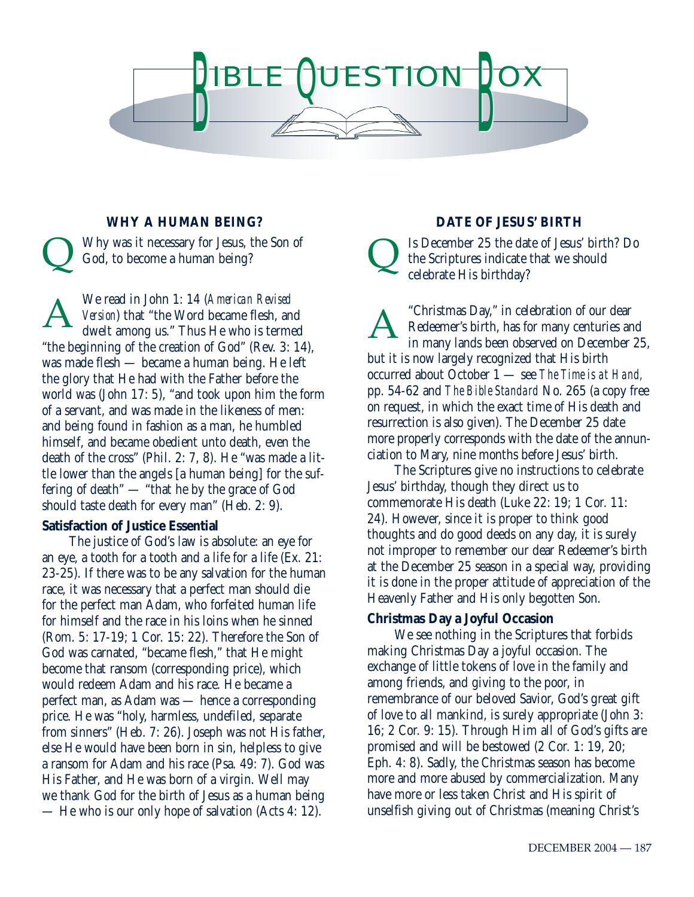# BIBLE QUESTION BOX

## WHY A HUMAN BEING?

**Q** Why was it necessary for Jesus, the Son of God, to become a human being?

**A** We read in John 1: 14 (*American Revised Version*) that "the Word became flesh, and dwelt among us." Thus He who is termed "the beginning of the creation of God" (Rev. 3: 14), was made flesh — became a human being. He left the glory that He had with the Father before the world was (John 17: 5), "and took upon him the form of a servant, and was made in the likeness of men: and being found in fashion as a man, he humbled himself, and became obedient unto death, even the death of the cross" (Phil. 2: 7, 8). He "was made a little lower than the angels [a human being] for the suffering of death" — "that he by the grace of God should taste death for every man" (Heb. 2: 9).

### Satisfaction of Justice Essential

The justice of God's law is absolute: an eye for an eye, a tooth for a tooth and a life for a life (Ex. 21: 23-25). If there was to be any salvation for the human race, it was necessary that a perfect man should die for the perfect man Adam, who forfeited human life for himself and the race in his loins when he sinned (Rom. 5: 17-19; 1 Cor. 15: 22). Therefore the Son of God was carnated, "became flesh," that He might become that ransom (corresponding price), which would redeem Adam and his race. He became a perfect man, as Adam was — hence a corresponding price. He was "holy, harmless, undefiled, separate from sinners" (Heb. 7: 26). Joseph was not His father, else He would have been born in sin, helpless to give a ransom for Adam and his race (Psa. 49: 7). God was His Father, and He was born of a virgin. Well may we thank God for the birth of Jesus as a human being — He who is our only hope of salvation (Acts 4: 12).

## DATE OF JESUS' BIRTH

**Q** Is December 25 the date of Jesus' birth? Do the Scriptures indicate that we should celebrate His birthday?

**A** "Christmas Day," in celebration of our dear Redeemer's birth, has for many centuries and in many lands been observed on December 25, but it is now largely recognized that His birth occurred about October 1 — see *The Time is at Hand,* pp. 54-62 and *The Bible Standard* No. 265 (a copy free on request, in which the exact time of His death and resurrection is also given). The December 25 date more properly corresponds with the date of the annunciation to Mary, nine months before Jesus' birth.

The Scriptures give no instructions to celebrate Jesus' birthday, though they direct us to commemorate His death (Luke 22: 19; 1 Cor. 11: 24). However, since it is proper to think good thoughts and do good deeds on any day, it is surely not improper to remember our dear Redeemer's birth at the December 25 season in a special way, providing it is done in the proper attitude of appreciation of the Heavenly Father and His only begotten Son.

### Christmas Day a Joyful Occasion

We see nothing in the Scriptures that forbids making Christmas Day a joyful occasion. The exchange of little tokens of love in the family and among friends, and giving to the poor, in remembrance of our beloved Savior, God's great gift of love to all mankind, is surely appropriate (John 3: 16; 2 Cor. 9: 15). Through Him all of God's gifts are promised and will be bestowed (2 Cor. 1: 19, 20; Eph. 4: 8). Sadly, the Christmas season has become more and more abused by commercialization. Many have more or less taken Christ and His spirit of unselfish giving out of Christmas (meaning Christ's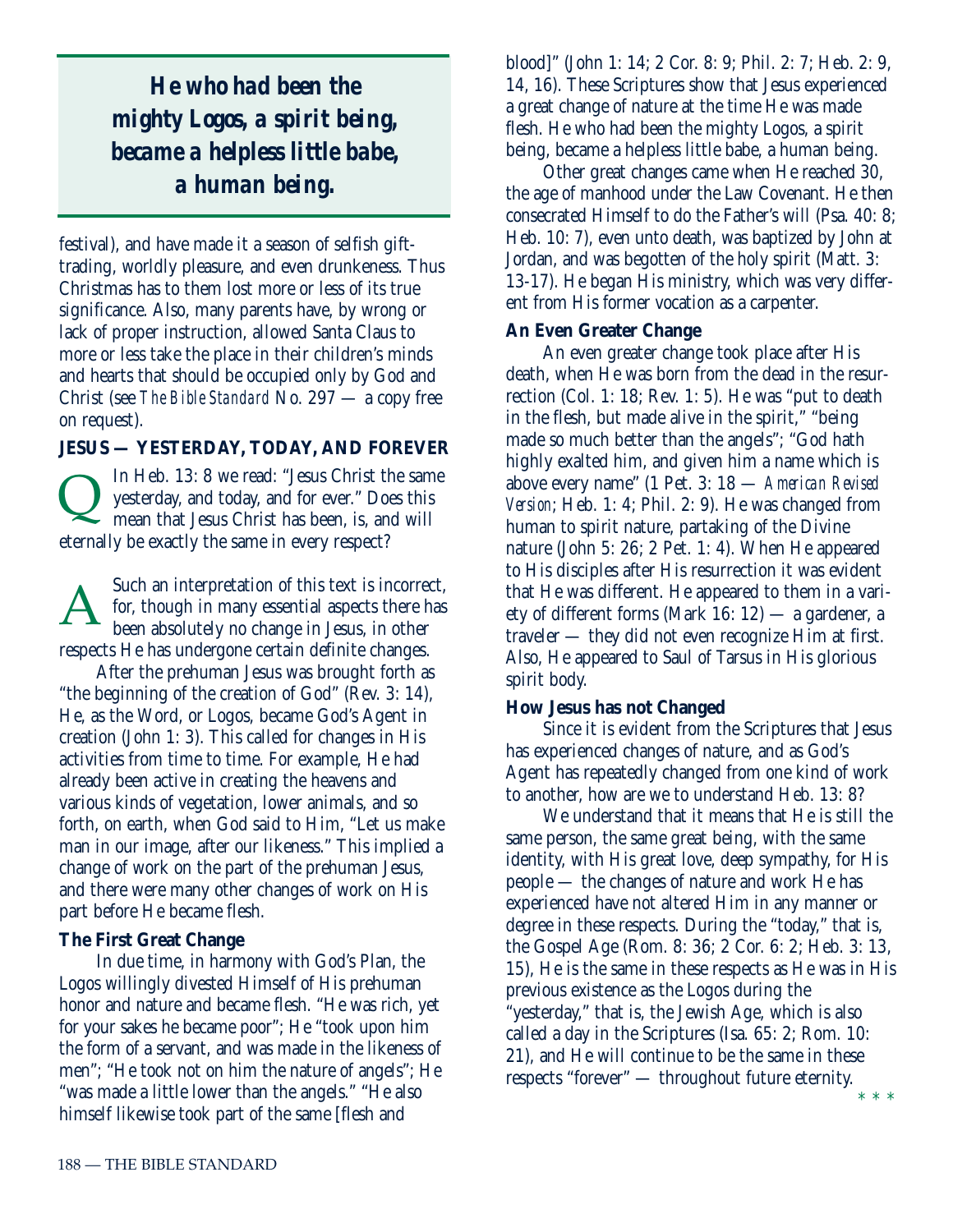> ***He who had been the mighty Logos, a spirit being, became a helpless little babe, a human being.***

festival), and have made it a season of selfish gift-trading, worldly pleasure, and even drunkeness. Thus Christmas has to them lost more or less of its true significance. Also, many parents have, by wrong or lack of proper instruction, allowed Santa Claus to more or less take the place in their children's minds and hearts that should be occupied only by God and Christ (see *The Bible Standard* No. 297 — a copy free on request).

### JESUS — YESTERDAY, TODAY, AND FOREVER

Q In Heb. 13: 8 we read: "Jesus Christ the same yesterday, and today, and for ever." Does this mean that Jesus Christ has been, is, and will eternally be exactly the same in every respect?

A Such an interpretation of this text is incorrect, for, though in many essential aspects there has been absolutely no change in Jesus, in other respects He has undergone certain definite changes.

After the prehuman Jesus was brought forth as "the beginning of the creation of God" (Rev. 3: 14), He, as the Word, or Logos, became God's Agent in creation (John 1: 3). This called for changes in His activities from time to time. For example, He had already been active in creating the heavens and various kinds of vegetation, lower animals, and so forth, on earth, when God said to Him, "Let us make man in our image, after our likeness." This implied a change of work on the part of the prehuman Jesus, and there were many other changes of work on His part before He became flesh.

**The First Great Change**

In due time, in harmony with God's Plan, the Logos willingly divested Himself of His prehuman honor and nature and became flesh. "He was rich, yet for your sakes he became poor"; He "took upon him the form of a servant, and was made in the likeness of men"; "He took not on him the nature of angels"; He "was made a little lower than the angels." "He also himself likewise took part of the same [flesh and blood]" (John 1: 14; 2 Cor. 8: 9; Phil. 2: 7; Heb. 2: 9, 14, 16). These Scriptures show that Jesus experienced a great change of nature at the time He was made flesh. He who had been the mighty Logos, a spirit being, became a helpless little babe, a human being.

Other great changes came when He reached 30, the age of manhood under the Law Covenant. He then consecrated Himself to do the Father's will (Psa. 40: 8; Heb. 10: 7), even unto death, was baptized by John at Jordan, and was begotten of the holy spirit (Matt. 3: 13-17). He began His ministry, which was very different from His former vocation as a carpenter.

**An Even Greater Change**

An even greater change took place after His death, when He was born from the dead in the resurrection (Col. 1: 18; Rev. 1: 5). He was "put to death in the flesh, but made alive in the spirit," "being made so much better than the angels"; "God hath highly exalted him, and given him a name which is above every name" (1 Pet. 3: 18 — *American Revised Version*; Heb. 1: 4; Phil. 2: 9). He was changed from human to spirit nature, partaking of the Divine nature (John 5: 26; 2 Pet. 1: 4). When He appeared to His disciples after His resurrection it was evident that He was different. He appeared to them in a variety of different forms (Mark 16: 12) — a gardener, a traveler — they did not even recognize Him at first. Also, He appeared to Saul of Tarsus in His glorious spirit body.

**How Jesus has not Changed**

Since it is evident from the Scriptures that Jesus has experienced changes of nature, and as God's Agent has repeatedly changed from one kind of work to another, how are we to understand Heb. 13: 8?

We understand that it means that He is still the same person, the same great being, with the same identity, with His great love, deep sympathy, for His people — the changes of nature and work He has experienced have not altered Him in any manner or degree in these respects. During the "today," that is, the Gospel Age (Rom. 8: 36; 2 Cor. 6: 2; Heb. 3: 13, 15), He is the same in these respects as He was in His previous existence as the Logos during the "yesterday," that is, the Jewish Age, which is also called a day in the Scriptures (Isa. 65: 2; Rom. 10: 21), and He will continue to be the same in these respects "forever" — throughout future eternity.

\* \* \*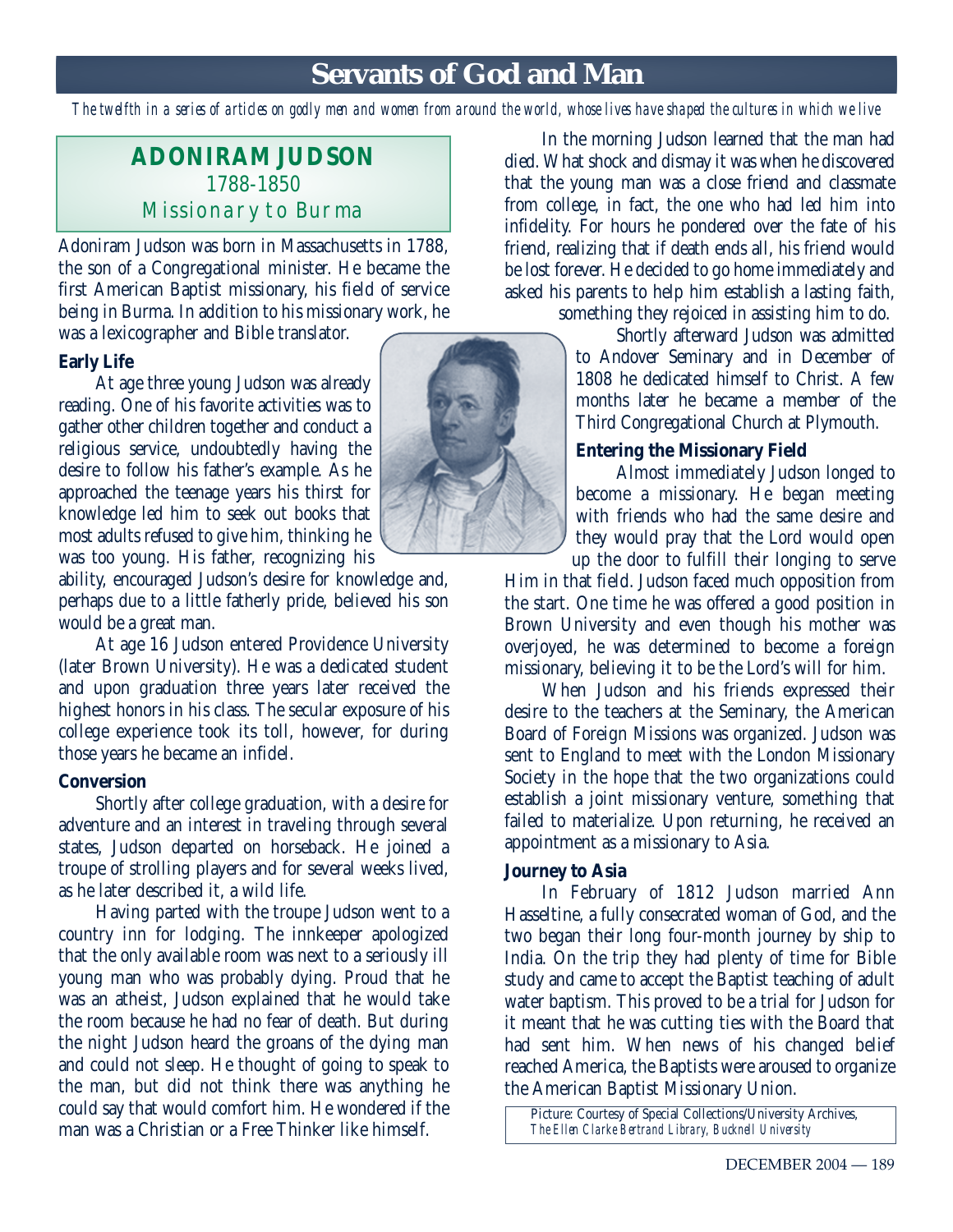# Servants of God and Man

*The twelfth in a series of articles on godly men and women from around the world, whose lives have shaped the cultures in which we live*

## ADONIRAM JUDSON
### 1788-1850
### Missionary to Burma

Adoniram Judson was born in Massachusetts in 1788, the son of a Congregational minister. He became the first American Baptist missionary, his field of service being in Burma. In addition to his missionary work, he was a lexicographer and Bible translator.

**Early Life**

At age three young Judson was already reading. One of his favorite activities was to gather other children together and conduct a religious service, undoubtedly having the desire to follow his father's example. As he approached the teenage years his thirst for knowledge led him to seek out books that most adults refused to give him, thinking he was too young. His father, recognizing his ability, encouraged Judson's desire for knowledge and, perhaps due to a little fatherly pride, believed his son would be a great man.

At age 16 Judson entered Providence University (later Brown University). He was a dedicated student and upon graduation three years later received the highest honors in his class. The secular exposure of his college experience took its toll, however, for during those years he became an infidel.

**Conversion**

Shortly after college graduation, with a desire for adventure and an interest in traveling through several states, Judson departed on horseback. He joined a troupe of strolling players and for several weeks lived, as he later described it, a wild life.

Having parted with the troupe Judson went to a country inn for lodging. The innkeeper apologized that the only available room was next to a seriously ill young man who was probably dying. Proud that he was an atheist, Judson explained that he would take the room because he had no fear of death. But during the night Judson heard the groans of the dying man and could not sleep. He thought of going to speak to the man, but did not think there was anything he could say that would comfort him. He wondered if the man was a Christian or a Free Thinker like himself.

In the morning Judson learned that the man had died. What shock and dismay it was when he discovered that the young man was a close friend and classmate from college, in fact, the one who had led him into infidelity. For hours he pondered over the fate of his friend, realizing that if death ends all, his friend would be lost forever. He decided to go home immediately and asked his parents to help him establish a lasting faith, something they rejoiced in assisting him to do.

Shortly afterward Judson was admitted to Andover Seminary and in December of 1808 he dedicated himself to Christ. A few months later he became a member of the Third Congregational Church at Plymouth.

**Entering the Missionary Field**

Almost immediately Judson longed to become a missionary. He began meeting with friends who had the same desire and they would pray that the Lord would open up the door to fulfill their longing to serve Him in that field. Judson faced much opposition from the start. One time he was offered a good position in Brown University and even though his mother was overjoyed, he was determined to become a foreign missionary, believing it to be the Lord's will for him.

When Judson and his friends expressed their desire to the teachers at the Seminary, the American Board of Foreign Missions was organized. Judson was sent to England to meet with the London Missionary Society in the hope that the two organizations could establish a joint missionary venture, something that failed to materialize. Upon returning, he received an appointment as a missionary to Asia.

**Journey to Asia**

In February of 1812 Judson married Ann Hasseltine, a fully consecrated woman of God, and the two began their long four-month journey by ship to India. On the trip they had plenty of time for Bible study and came to accept the Baptist teaching of adult water baptism. This proved to be a trial for Judson for it meant that he was cutting ties with the Board that had sent him. When news of his changed belief reached America, the Baptists were aroused to organize the American Baptist Missionary Union.

Picture: Courtesy of Special Collections/University Archives, *The Ellen Clarke Bertrand Library, Bucknell University*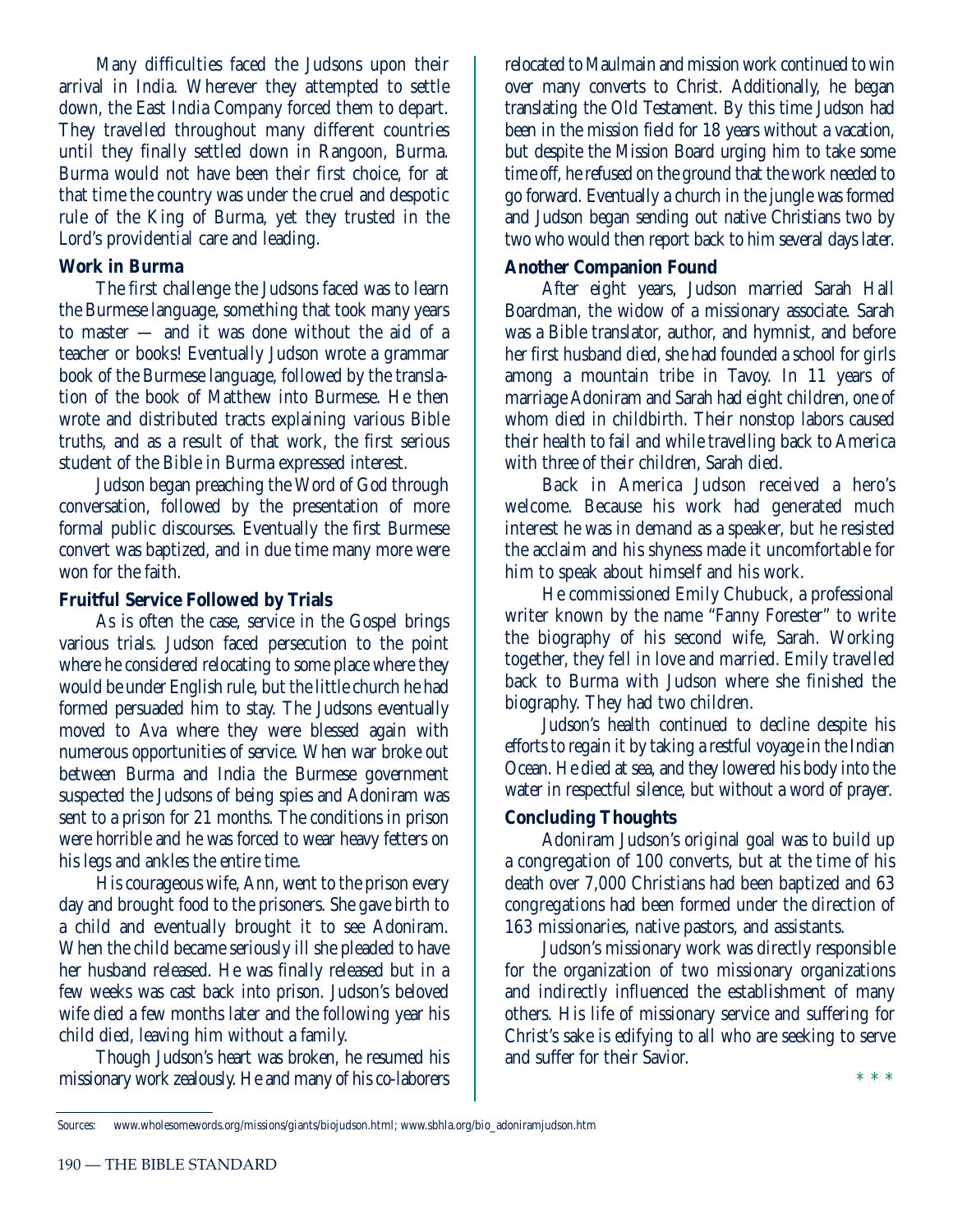Many difficulties faced the Judsons upon their arrival in India. Wherever they attempted to settle down, the East India Company forced them to depart. They travelled throughout many different countries until they finally settled down in Rangoon, Burma. Burma would not have been their first choice, for at that time the country was under the cruel and despotic rule of the King of Burma, yet they trusted in the Lord's providential care and leading.

**Work in Burma**

The first challenge the Judsons faced was to learn the Burmese language, something that took many years to master — and it was done without the aid of a teacher or books! Eventually Judson wrote a grammar book of the Burmese language, followed by the translation of the book of Matthew into Burmese. He then wrote and distributed tracts explaining various Bible truths, and as a result of that work, the first serious student of the Bible in Burma expressed interest.

Judson began preaching the Word of God through conversation, followed by the presentation of more formal public discourses. Eventually the first Burmese convert was baptized, and in due time many more were won for the faith.

**Fruitful Service Followed by Trials**

As is often the case, service in the Gospel brings various trials. Judson faced persecution to the point where he considered relocating to some place where they would be under English rule, but the little church he had formed persuaded him to stay. The Judsons eventually moved to Ava where they were blessed again with numerous opportunities of service. When war broke out between Burma and India the Burmese government suspected the Judsons of being spies and Adoniram was sent to a prison for 21 months. The conditions in prison were horrible and he was forced to wear heavy fetters on his legs and ankles the entire time.

His courageous wife, Ann, went to the prison every day and brought food to the prisoners. She gave birth to a child and eventually brought it to see Adoniram. When the child became seriously ill she pleaded to have her husband released. He was finally released but in a few weeks was cast back into prison. Judson's beloved wife died a few months later and the following year his child died, leaving him without a family.

Though Judson's heart was broken, he resumed his missionary work zealously. He and many of his co-laborers relocated to Maulmain and mission work continued to win over many converts to Christ. Additionally, he began translating the Old Testament. By this time Judson had been in the mission field for 18 years without a vacation, but despite the Mission Board urging him to take some time off, he refused on the ground that the work needed to go forward. Eventually a church in the jungle was formed and Judson began sending out native Christians two by two who would then report back to him several days later.

**Another Companion Found**

After eight years, Judson married Sarah Hall Boardman, the widow of a missionary associate. Sarah was a Bible translator, author, and hymnist, and before her first husband died, she had founded a school for girls among a mountain tribe in Tavoy. In 11 years of marriage Adoniram and Sarah had eight children, one of whom died in childbirth. Their nonstop labors caused their health to fail and while travelling back to America with three of their children, Sarah died.

Back in America Judson received a hero's welcome. Because his work had generated much interest he was in demand as a speaker, but he resisted the acclaim and his shyness made it uncomfortable for him to speak about himself and his work.

He commissioned Emily Chubuck, a professional writer known by the name "Fanny Forester" to write the biography of his second wife, Sarah. Working together, they fell in love and married. Emily travelled back to Burma with Judson where she finished the biography. They had two children.

Judson's health continued to decline despite his efforts to regain it by taking a restful voyage in the Indian Ocean. He died at sea, and they lowered his body into the water in respectful silence, but without a word of prayer.

**Concluding Thoughts**

Adoniram Judson's original goal was to build up a congregation of 100 converts, but at the time of his death over 7,000 Christians had been baptized and 63 congregations had been formed under the direction of 163 missionaries, native pastors, and assistants.

Judson's missionary work was directly responsible for the organization of two missionary organizations and indirectly influenced the establishment of many others. His life of missionary service and suffering for Christ's sake is edifying to all who are seeking to serve and suffer for their Savior.

\* \* \*

Sources: www.wholesomewords.org/missions/giants/biojudson.html; www.sbhla.org/bio_adoniramjudson.htm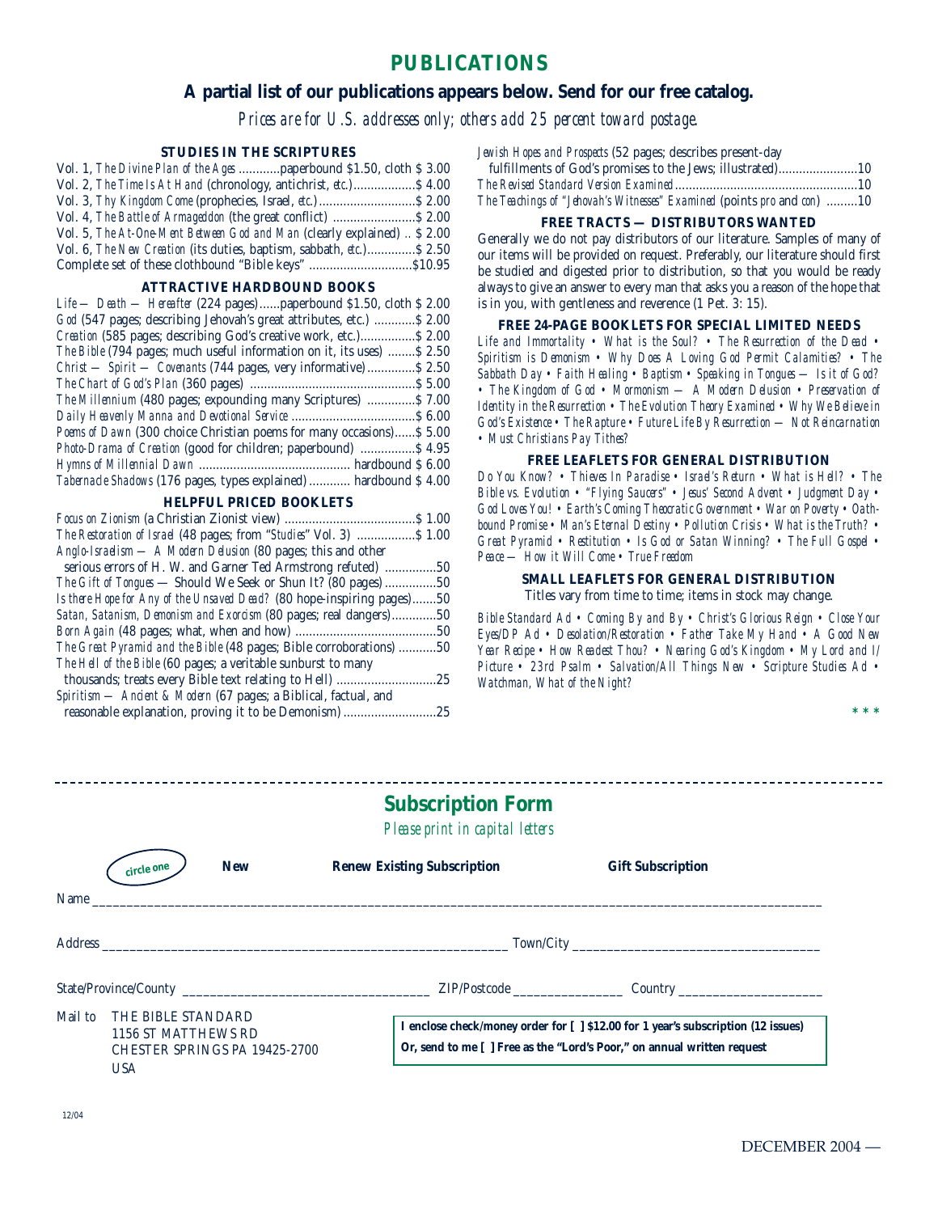# PUBLICATIONS

**A partial list of our publications appears below. Send for our free catalog.**

*Prices are for U.S. addresses only; others add 25 percent toward postage.*

### STUDIES IN THE SCRIPTURES

Vol. 1, *The Divine Plan of the Ages* ............paperbound $1.50, cloth $ 3.00
Vol. 2, *The Time Is At Hand* (chronology, antichrist, *etc.*)..................$ 4.00
Vol. 3, *Thy Kingdom Come* (prophecies, Israel, *etc.*)............................$ 2.00
Vol. 4, *The Battle of Armageddon* (the great conflict) ........................$ 2.00
Vol. 5, *The At-One-Ment Between God and Man* (clearly explained) .. $ 2.00
Vol. 6, *The New Creation* (its duties, baptism, sabbath, etc.)..............$ 2.50
Complete set of these clothbound "Bible keys" ..............................$10.95

### ATTRACTIVE HARDBOUND BOOKS

*Life — Death — Hereafter* (224 pages)......paperbound $1.50, cloth $ 2.00
*God* (547 pages; describing Jehovah's great attributes, etc.) ............$ 2.00
*Creation* (585 pages; describing God's creative work, etc.)................$ 2.00
*The Bible* (794 pages; much useful information on it, its uses) ........$ 2.50
*Christ — Spirit — Covenants* (744 pages, very informative)..............$ 2.50
*The Chart of God's Plan* (360 pages) ...............................................$ 5.00
*The Millennium* (480 pages; expounding many Scriptures) ..............$ 7.00
*Daily Heavenly Manna and Devotional Service* ....................................$ 6.00
*Poems of Dawn* (300 choice Christian poems for many occasions)......$ 5.00
*Photo-Drama of Creation* (good for children; paperbound) ................$ 4.95
*Hymns of Millennial Dawn* ........................................... hardbound $ 6.00
*Tabernacle Shadows* (176 pages, types explained)............ hardbound $ 4.00

### HELPFUL PRICED BOOKLETS

*Focus on Zionism* (a Christian Zionist view) ......................................$ 1.00
*The Restoration of Israel* (48 pages; from "*Studies*" Vol. 3) .................$ 1.00
*Anglo-Israelism — A Modern Delusion* (80 pages; this and other serious errors of H. W. and Garner Ted Armstrong refuted) ...............50
*The Gift of Tongues* — Should We Seek or Shun It? (80 pages)...............50
*Is there Hope for Any of the Unsaved Dead?* (80 hope-inspiring pages).......50
*Satan, Satanism, Demonism and Exorcism* (80 pages; real dangers).............50
*Born Again* (48 pages; what, when and how) .........................................50
*The Great Pyramid and the Bible* (48 pages; Bible corroborations) ...........50
*The Hell of the Bible* (60 pages; a veritable sunburst to many thousands; treats every Bible text relating to Hell) .............................25
*Spiritism — Ancient & Modern* (67 pages; a Biblical, factual, and reasonable explanation, proving it to be Demonism)...........................25

*Jewish Hopes and Prospects* (52 pages; describes present-day fulfillments of God's promises to the Jews; illustrated).......................10
*The Revised Standard Version Examined*.....................................................10
*The Teachings of "Jehovah's Witnesses" Examined* (points *pro* and *con*) .........10

### FREE TRACTS — DISTRIBUTORS WANTED

Generally we do not pay distributors of our literature. Samples of many of our items will be provided on request. Preferably, our literature should first be studied and digested prior to distribution, so that you would be ready always to give an answer to every man that asks you a reason of the hope that is in you, with gentleness and reverence (1 Pet. 3: 15).

### FREE 24-PAGE BOOKLETS FOR SPECIAL LIMITED NEEDS

*Life and Immortality • What is the Soul? • The Resurrection of the Dead • Spiritism is Demonism • Why Does A Loving God Permit Calamities? • The Sabbath Day • Faith Healing • Baptism • Speaking in Tongues — Is it of God? • The Kingdom of God • Mormonism — A Modern Delusion • Preservation of Identity in the Resurrection • The Evolution Theory Examined • Why We Believe in God's Existence • The Rapture • Future Life By Resurrection — Not Reincarnation • Must Christians Pay Tithes?*

### FREE LEAFLETS FOR GENERAL DISTRIBUTION

*Do You Know? • Thieves In Paradise • Israel's Return • What is Hell? • The Bible vs. Evolution • "Flying Saucers" • Jesus' Second Advent • Judgment Day • God Loves You! • Earth's Coming Theocratic Government • War on Poverty • Oath-bound Promise • Man's Eternal Destiny • Pollution Crisis • What is the Truth? • Great Pyramid • Restitution • Is God or Satan Winning? • The Full Gospel • Peace — How it Will Come • True Freedom*

### SMALL LEAFLETS FOR GENERAL DISTRIBUTION

Titles vary from time to time; items in stock may change.

*Bible Standard Ad • Coming By and By • Christ's Glorious Reign • Close Your Eyes/DP Ad • Desolation/Restoration • Father Take My Hand • A Good New Year Recipe • How Readest Thou? • Nearing God's Kingdom • My Lord and I/ Picture • 23rd Psalm • Salvation/All Things New • Scripture Studies Ad • Watchman, What of the Night?*

\* \* \*

---

## Subscription Form

*Please print in capital letters*

circle one **New** **Renew Existing Subscription** **Gift Subscription**

Name ____________________________________________

Address ______________________________ Town/City ______________________

State/Province/County ______________________ ZIP/Postcode ____________ Country ______________

Mail to THE BIBLE STANDARD
1156 ST MATTHEWS RD
CHESTER SPRINGS PA 19425-2700
USA

**I enclose check/money order for [ ] $12.00 for 1 year's subscription (12 issues)**
**Or, send to me [ ] Free as the "Lord's Poor," on annual written request**

12/04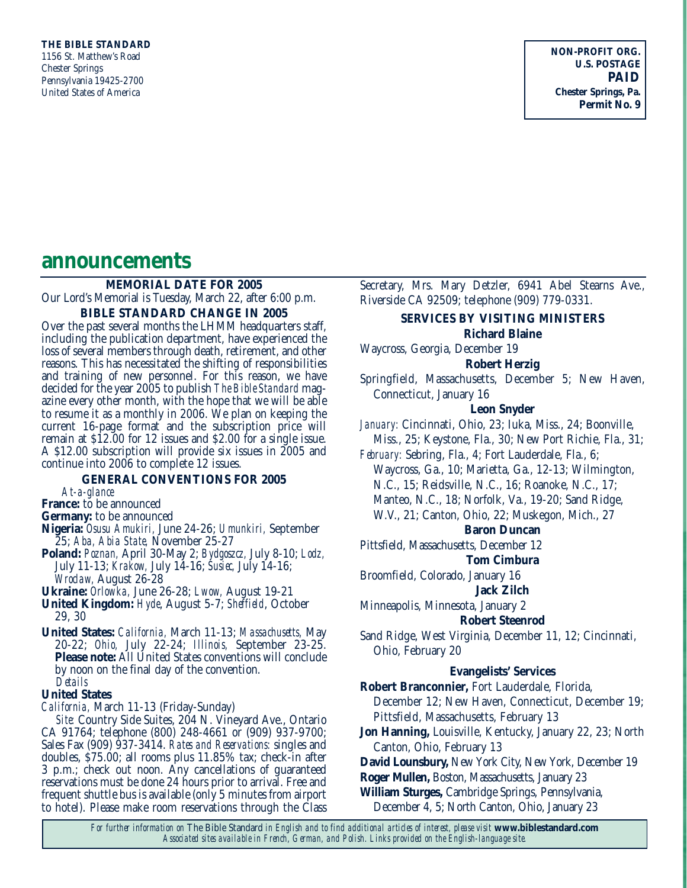**THE BIBLE STANDARD**
1156 St. Matthew's Road
Chester Springs
Pennsylvania 19425-2700
United States of America

**NON-PROFIT ORG.**
**U.S. POSTAGE**
**PAID**
**Chester Springs, Pa.**
**Permit No. 9**

# announcements

### MEMORIAL DATE FOR 2005

Our Lord's Memorial is Tuesday, March 22, after 6:00 p.m.

### BIBLE STANDARD CHANGE IN 2005

Over the past several months the LHMM headquarters staff, including the publication department, have experienced the loss of several members through death, retirement, and other reasons. This has necessitated the shifting of responsibilities and training of new personnel. For this reason, we have decided for the year 2005 to publish *The Bible Standard* magazine every other month, with the hope that we will be able to resume it as a monthly in 2006. We plan on keeping the current 16-page format and the subscription price will remain at $12.00 for 12 issues and $2.00 for a single issue. A $12.00 subscription will provide six issues in 2005 and continue into 2006 to complete 12 issues.

### GENERAL CONVENTIONS FOR 2005

*At-a-glance*

**France:** to be announced

**Germany:** to be announced

**Nigeria:** *Osusu Amukiri,* June 24-26; *Umunkiri,* September 25; *Aba, Abia State,* November 25-27

**Poland:** *Poznan,* April 30-May 2; *Bydgoszcz,* July 8-10; *Lodz,* July 11-13; *Krakow,* July 14-16; *Susiec,* July 14-16; *Wrodaw,* August 26-28

**Ukraine:** *Orlowka,* June 26-28; *Lwow,* August 19-21

**United Kingdom:** *Hyde,* August 5-7; *Sheffield,* October 29, 30

**United States:** *California,* March 11-13; *Massachusetts,* May 20-22; *Ohio,* July 22-24; *Illinois,* September 23-25. **Please note:** All United States conventions will conclude by noon on the final day of the convention.

*Details*

**United States**

*California,* March 11-13 (Friday-Sunday)

*Site:* Country Side Suites, 204 N. Vineyard Ave., Ontario CA 91764; telephone (800) 248-4661 or (909) 937-9700; Sales Fax (909) 937-3414. *Rates and Reservations:* singles and doubles, $75.00; all rooms plus 11.85% tax; check-in after 3 p.m.; check out noon. Any cancellations of guaranteed reservations must be done 24 hours prior to arrival. Free and frequent shuttle bus is available (only 5 minutes from airport to hotel). Please make room reservations through the Class Secretary, Mrs. Mary Detzler, 6941 Abel Stearns Ave., Riverside CA 92509; telephone (909) 779-0331.

### SERVICES BY VISITING MINISTERS

**Richard Blaine**

Waycross, Georgia, December 19

**Robert Herzig**

Springfield, Massachusetts, December 5; New Haven, Connecticut, January 16

**Leon Snyder**

*January:* Cincinnati, Ohio, 23; Iuka, Miss., 24; Boonville, Miss., 25; Keystone, Fla., 30; New Port Richie, Fla., 31;
*February:* Sebring, Fla., 4; Fort Lauderdale, Fla., 6; Waycross, Ga., 10; Marietta, Ga., 12-13; Wilmington, N.C., 15; Reidsville, N.C., 16; Roanoke, N.C., 17; Manteo, N.C., 18; Norfolk, Va., 19-20; Sand Ridge, W.V., 21; Canton, Ohio, 22; Muskegon, Mich., 27

**Baron Duncan**

Pittsfield, Massachusetts, December 12

**Tom Cimbura**

Broomfield, Colorado, January 16

**Jack Zilch**

Minneapolis, Minnesota, January 2

**Robert Steenrod**

Sand Ridge, West Virginia, December 11, 12; Cincinnati, Ohio, February 20

### Evangelists' Services

**Robert Branconnier,** Fort Lauderdale, Florida, December 12; New Haven, Connecticut, December 19; Pittsfield, Massachusetts, February 13

**Jon Hanning,** Louisville, Kentucky, January 22, 23; North Canton, Ohio, February 13

**David Lounsbury,** New York City, New York, December 19

**Roger Mullen,** Boston, Massachusetts, January 23

**William Sturges,** Cambridge Springs, Pennsylvania, December 4, 5; North Canton, Ohio, January 23

*For further information on* The Bible Standard *in English and to find additional articles of interest, please visit* **www.biblestandard.com**
*Associated sites available in French, German, and Polish. Links provided on the English-language site.*